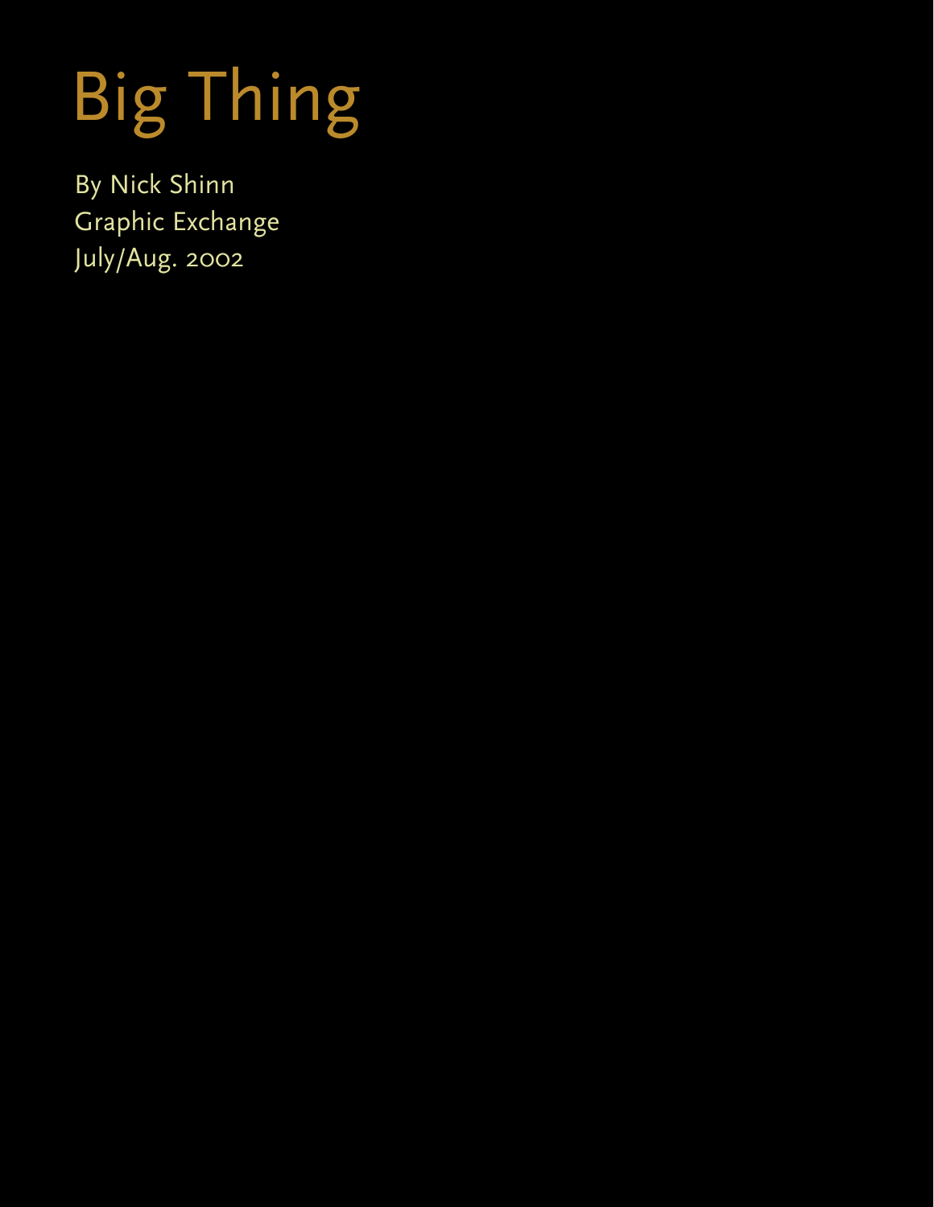# Big Thing

By Nick Shinn
Graphic Exchange
July/Aug. 2002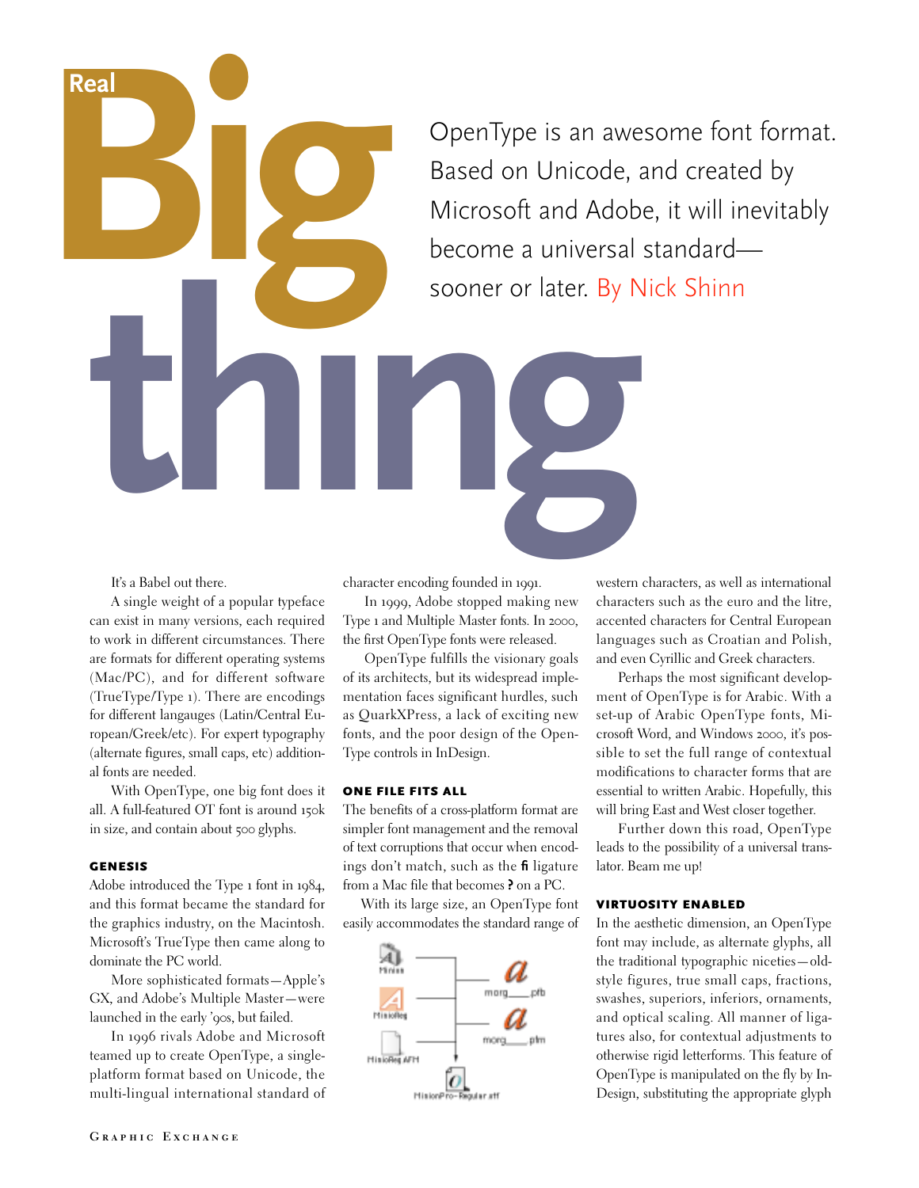# Real Big thing

OpenType is an awesome font format. Based on Unicode, and created by Microsoft and Adobe, it will inevitably become a universal standard—sooner or later. By Nick Shinn

It's a Babel out there.

A single weight of a popular typeface can exist in many versions, each required to work in different circumstances. There are formats for different operating systems (Mac/PC), and for different software (TrueType/Type 1). There are encodings for different langauges (Latin/Central European/Greek/etc). For expert typography (alternate figures, small caps, etc) additional fonts are needed.

With OpenType, one big font does it all. A full-featured OT font is around 150k in size, and contain about 500 glyphs.

### GENESIS

Adobe introduced the Type 1 font in 1984, and this format became the standard for the graphics industry, on the Macintosh. Microsoft's TrueType then came along to dominate the PC world.

More sophisticated formats—Apple's GX, and Adobe's Multiple Master—were launched in the early '90s, but failed.

In 1996 rivals Adobe and Microsoft teamed up to create OpenType, a single-platform format based on Unicode, the multi-lingual international standard of character encoding founded in 1991.

In 1999, Adobe stopped making new Type 1 and Multiple Master fonts. In 2000, the first OpenType fonts were released.

OpenType fulfills the visionary goals of its architects, but its widespread implementation faces significant hurdles, such as QuarkXPress, a lack of exciting new fonts, and the poor design of the OpenType controls in InDesign.

### ONE FILE FITS ALL

The benefits of a cross-platform format are simpler font management and the removal of text corruptions that occur when encodings don't match, such as the ﬁ ligature from a Mac file that becomes ? on a PC.

With its large size, an OpenType font easily accommodates the standard range of western characters, as well as international characters such as the euro and the litre, accented characters for Central European languages such as Croatian and Polish, and even Cyrillic and Greek characters.

Perhaps the most significant development of OpenType is for Arabic. With a set-up of Arabic OpenType fonts, Microsoft Word, and Windows 2000, it's possible to set the full range of contextual modifications to character forms that are essential to written Arabic. Hopefully, this will bring East and West closer together.

Further down this road, OpenType leads to the possibility of a universal translator. Beam me up!

### VIRTUOSITY ENABLED

In the aesthetic dimension, an OpenType font may include, as alternate glyphs, all the traditional typographic niceties—oldstyle figures, true small caps, fractions, swashes, superiors, inferiors, ornaments, and optical scaling. All manner of ligatures also, for contextual adjustments to otherwise rigid letterforms. This feature of OpenType is manipulated on the fly by InDesign, substituting the appropriate glyph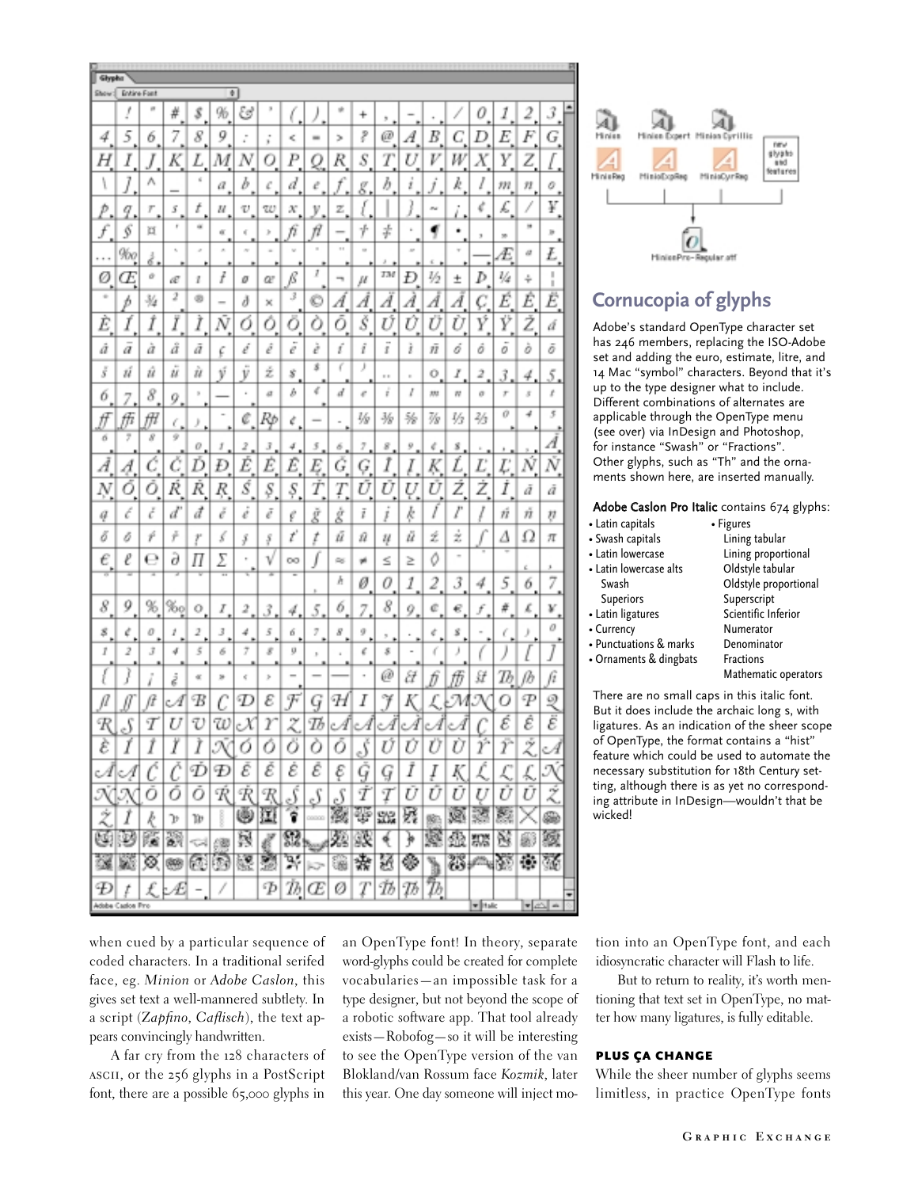## Cornucopia of glyphs

Adobe's standard OpenType character set has 246 members, replacing the ISO-Adobe set and adding the euro, estimate, litre, and 14 Mac "symbol" characters. Beyond that it's up to the type designer what to include. Different combinations of alternates are applicable through the OpenType menu (see over) via InDesign and Photoshop, for instance "Swash" or "Fractions". Other glyphs, such as "Th" and the ornaments shown here, are inserted manually.

**Adobe Caslon Pro Italic** contains 674 glyphs:

- Latin capitals
- Swash capitals
- Latin lowercase
- Latin lowercase alts
  - Swash
  - Superiors
- Latin ligatures
- Currency
- Punctuations & marks
- Ornaments & dingbats
- Figures
  - Lining tabular
  - Lining proportional
  - Oldstyle tabular
  - Oldstyle proportional
  - Superscript
  - Scientific Inferior
  - Numerator
  - Denominator
  - Fractions
  - Mathematic operators

There are no small caps in this italic font. But it does include the archaic long s, with ligatures. As an indication of the sheer scope of OpenType, the format contains a "hist" feature which could be used to automate the necessary substitution for 18th Century setting, although there is as yet no corresponding attribute in InDesign—wouldn't that be wicked!

when cued by a particular sequence of coded characters. In a traditional serifed face, eg. *Minion* or *Adobe Caslon*, this gives set text a well-mannered subtlety. In a script (*Zapfino*, *Caflisch*), the text appears convincingly handwritten.

A far cry from the 128 characters of ASCII, or the 256 glyphs in a PostScript font, there are a possible 65,000 glyphs in an OpenType font! In theory, separate word-glyphs could be created for complete vocabularies—an impossible task for a type designer, but not beyond the scope of a robotic software app. That tool already exists—Robofog—so it will be interesting to see the OpenType version of the van Blokland/van Rossum face *Kozmik*, later this year. One day someone will inject motion into an OpenType font, and each idiosyncratic character will Flash to life.

But to return to reality, it's worth mentioning that text set in OpenType, no matter how many ligatures, is fully editable.

### PLUS ÇA CHANGE

While the sheer number of glyphs seems limitless, in practice OpenType fonts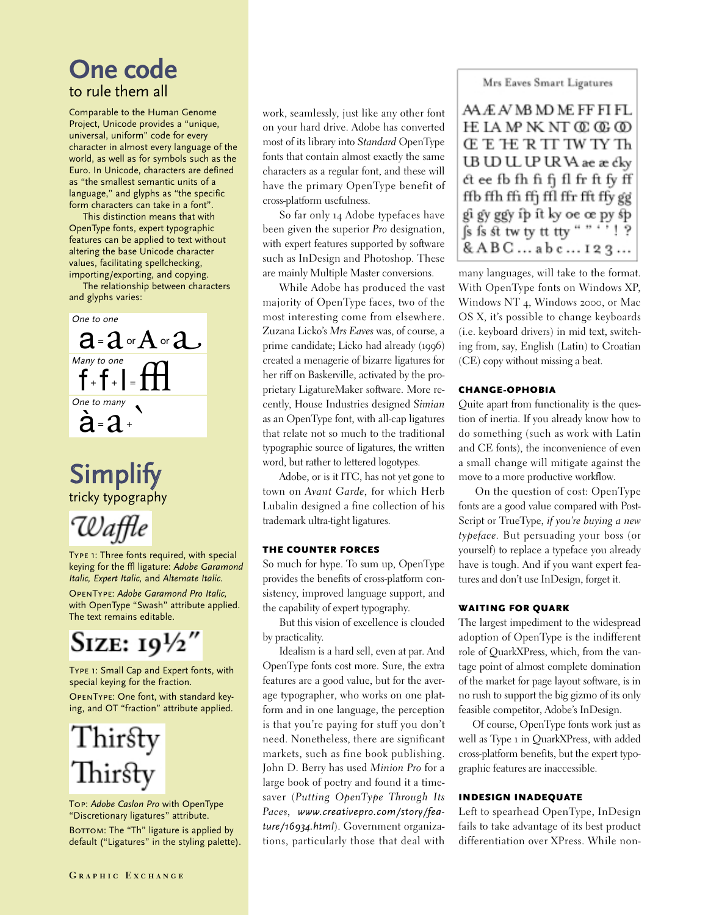## One code
### to rule them all

Comparable to the Human Genome Project, Unicode provides a "unique, universal, uniform" code for every character in almost every language of the world, as well as for symbols such as the Euro. In Unicode, characters are defined as "the smallest semantic units of a language," and glyphs as "the specific form characters can take in a font".

This distinction means that with OpenType fonts, expert typographic features can be applied to text without altering the base Unicode character values, facilitating spellchecking, importing/exporting, and copying.

The relationship between characters and glyphs varies:

*One to one*

a = a or A or a

*Many to one*

f + f + l = ffl

*One to many*

à = a + `

## Simplify
### tricky typography

*Waffle*

Type 1: Three fonts required, with special keying for the ffl ligature: *Adobe Garamond Italic, Expert Italic,* and *Alternate Italic.*

OpenType: *Adobe Garamond Pro Italic,* with OpenType "Swash" attribute applied. The text remains editable.

Size: 19½"

Type 1: Small Cap and Expert fonts, with special keying for the fraction.

OpenType: One font, with standard keying, and OT "fraction" attribute applied.

Thirsty
Thirsty

Top: *Adobe Caslon Pro* with OpenType "Discretionary ligatures" attribute.

Bottom: The "Th" ligature is applied by default ("Ligatures" in the styling palette).

work, seamlessly, just like any other font on your hard drive. Adobe has converted most of its library into *Standard* OpenType fonts that contain almost exactly the same characters as a regular font, and these will have the primary OpenType benefit of cross-platform usefulness.

So far only 14 Adobe typefaces have been given the superior *Pro* designation, with expert features supported by software such as InDesign and Photoshop. These are mainly Multiple Master conversions.

While Adobe has produced the vast majority of OpenType faces, two of the most interesting come from elsewhere. Zuzana Licko's *Mrs Eaves* was, of course, a prime candidate; Licko had already (1996) created a menagerie of bizarre ligatures for her riff on Baskerville, activated by the proprietary LigatureMaker software. More recently, House Industries designed *Simian* as an OpenType font, with all-cap ligatures that relate not so much to the traditional typographic source of ligatures, the written word, but rather to lettered logotypes.

Adobe, or is it ITC, has not yet gone to town on *Avant Garde*, for which Herb Lubalin designed a fine collection of his trademark ultra-tight ligatures.

#### The counter forces

So much for hype. To sum up, OpenType provides the benefits of cross-platform consistency, improved language support, and the capability of expert typography.

But this vision of excellence is clouded by practicality.

Idealism is a hard sell, even at par. And OpenType fonts cost more. Sure, the extra features are a good value, but for the average typographer, who works on one platform and in one language, the perception is that you're paying for stuff you don't need. Nonetheless, there are significant markets, such as fine book publishing. John D. Berry has used *Minion Pro* for a large book of poetry and found it a timesaver (*Putting OpenType Through Its Paces*, *www.creativepro.com/story/feature/16934.html*). Government organizations, particularly those that deal with

Mrs Eaves Smart Ligatures

AA Æ AV MB MD ME FF FI FL
FE LA MP NK NT Œ Œ Œ
Œ E TE R TT TW TY Th
UB UD UL UP UR VA ae æ cky
ct ee fb fh fi fj fl fr ft fy ff
ffb ffh ffi ffj ffl ffr fft ffy gg
gi gy ggy ip it ky oe œ py sp
ſs ſs ſt tw ty tt tty " " ' ' ! ?
& A B C … a b c … 1 2 3 …

many languages, will take to the format. With OpenType fonts on Windows XP, Windows NT 4, Windows 2000, or Mac OS X, it's possible to change keyboards (i.e. keyboard drivers) in mid text, switching from, say, English (Latin) to Croatian (CE) copy without missing a beat.

#### Change-ophobia

Quite apart from functionality is the question of inertia. If you already know how to do something (such as work with Latin and CE fonts), the inconvenience of even a small change will mitigate against the move to a more productive workflow.

On the question of cost: OpenType fonts are a good value compared with PostScript or TrueType, *if you're buying a new typeface*. But persuading your boss (or yourself) to replace a typeface you already have is tough. And if you want expert features and don't use InDesign, forget it.

#### Waiting for Quark

The largest impediment to the widespread adoption of OpenType is the indifferent role of QuarkXPress, which, from the vantage point of almost complete domination of the market for page layout software, is in no rush to support the big gizmo of its only feasible competitor, Adobe's InDesign.

Of course, OpenType fonts work just as well as Type 1 in QuarkXPress, with added cross-platform benefits, but the expert typographic features are inaccessible.

#### InDesign inadequate

Left to spearhead OpenType, InDesign fails to take advantage of its best product differentiation over XPress. While non-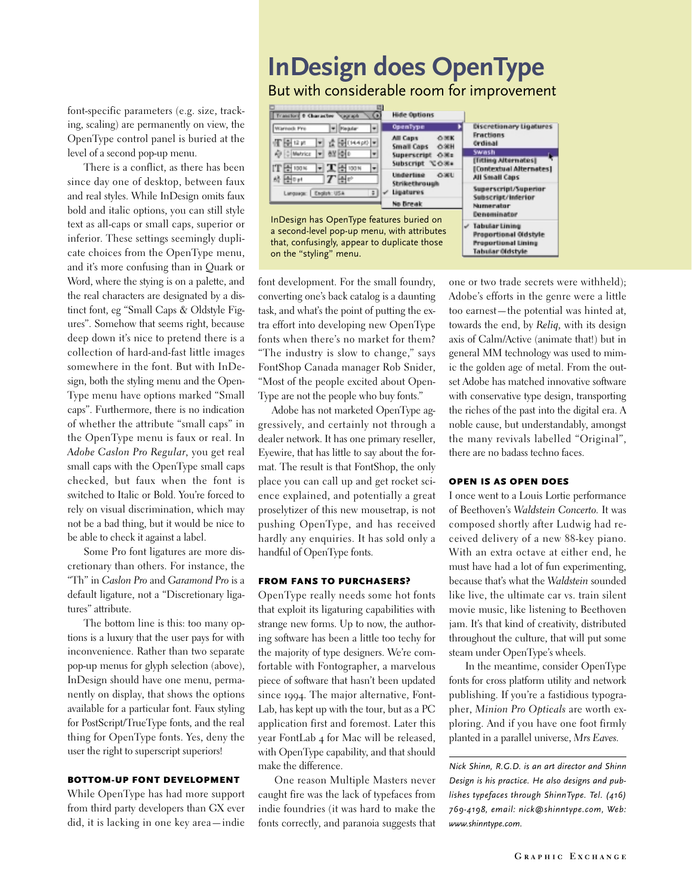font-specific parameters (e.g. size, tracking, scaling) are permanently on view, the OpenType control panel is buried at the level of a second pop-up menu.

There is a conflict, as there has been since day one of desktop, between faux and real styles. While InDesign omits faux bold and italic options, you can still style text as all-caps or small caps, superior or inferior. These settings seemingly duplicate choices from the OpenType menu, and it's more confusing than in Quark or Word, where the stying is on a palette, and the real characters are designated by a distinct font, eg "Small Caps & Oldstyle Figures". Somehow that seems right, because deep down it's nice to pretend there is a collection of hard-and-fast little images somewhere in the font. But with InDesign, both the styling menu and the OpenType menu have options marked "Small caps". Furthermore, there is no indication of whether the attribute "small caps" in the OpenType menu is faux or real. In *Adobe Caslon Pro Regular*, you get real small caps with the OpenType small caps checked, but faux when the font is switched to Italic or Bold. You're forced to rely on visual discrimination, which may not be a bad thing, but it would be nice to be able to check it against a label.

Some Pro font ligatures are more discretionary than others. For instance, the "Th" in *Caslon Pro* and *Garamond Pro* is a default ligature, not a "Discretionary ligatures" attribute.

The bottom line is this: too many options is a luxury that the user pays for with inconvenience. Rather than two separate pop-up menus for glyph selection (above), InDesign should have one menu, permanently on display, that shows the options available for a particular font. Faux styling for PostScript/TrueType fonts, and the real thing for OpenType fonts. Yes, deny the user the right to superscript superiors!

## InDesign does OpenType

But with considerable room for improvement

InDesign has OpenType features buried on a second-level pop-up menu, with attributes that, confusingly, appear to duplicate those on the "styling" menu.

### BOTTOM-UP FONT DEVELOPMENT

While OpenType has had more support from third party developers than GX ever did, it is lacking in one key area—indie font development. For the small foundry, converting one's back catalog is a daunting task, and what's the point of putting the extra effort into developing new OpenType fonts when there's no market for them? "The industry is slow to change," says FontShop Canada manager Rob Snider, "Most of the people excited about OpenType are not the people who buy fonts."

Adobe has not marketed OpenType aggressively, and certainly not through a dealer network. It has one primary reseller, Eyewire, that has little to say about the format. The result is that FontShop, the only place you can call up and get rocket science explained, and potentially a great proselytizer of this new mousetrap, is not pushing OpenType, and has received hardly any enquiries. It has sold only a handful of OpenType fonts.

### FROM FANS TO PURCHASERS?

OpenType really needs some hot fonts that exploit its ligaturing capabilities with strange new forms. Up to now, the authoring software has been a little too techy for the majority of type designers. We're comfortable with Fontographer, a marvelous piece of software that hasn't been updated since 1994. The major alternative, FontLab, has kept up with the tour, but as a PC application first and foremost. Later this year FontLab 4 for Mac will be released, with OpenType capability, and that should make the difference.

One reason Multiple Masters never caught fire was the lack of typefaces from indie foundries (it was hard to make the fonts correctly, and paranoia suggests that one or two trade secrets were withheld); Adobe's efforts in the genre were a little too earnest—the potential was hinted at, towards the end, by *Reliq*, with its design axis of Calm/Active (animate that!) but in general MM technology was used to mimic the golden age of metal. From the outset Adobe has matched innovative software with conservative type design, transporting the riches of the past into the digital era. A noble cause, but understandably, amongst the many revivals labelled "Original", there are no badass techno faces.

### OPEN IS AS OPEN DOES

I once went to a Louis Lortie performance of Beethoven's *Waldstein Concerto*. It was composed shortly after Ludwig had received delivery of a new 88-key piano. With an extra octave at either end, he must have had a lot of fun experimenting, because that's what the *Waldstein* sounded like live, the ultimate car vs. train silent movie music, like listening to Beethoven jam. It's that kind of creativity, distributed throughout the culture, that will put some steam under OpenType's wheels.

In the meantime, consider OpenType fonts for cross platform utility and network publishing. If you're a fastidious typographer, *Minion Pro Opticals* are worth exploring. And if you have one foot firmly planted in a parallel universe, *Mrs Eaves*.

*Nick Shinn, R.G.D. is an art director and Shinn Design is his practice. He also designs and publishes typefaces through ShinnType. Tel. (416) 769-4198, email: nick@shinntype.com, Web: www.shinntype.com.*